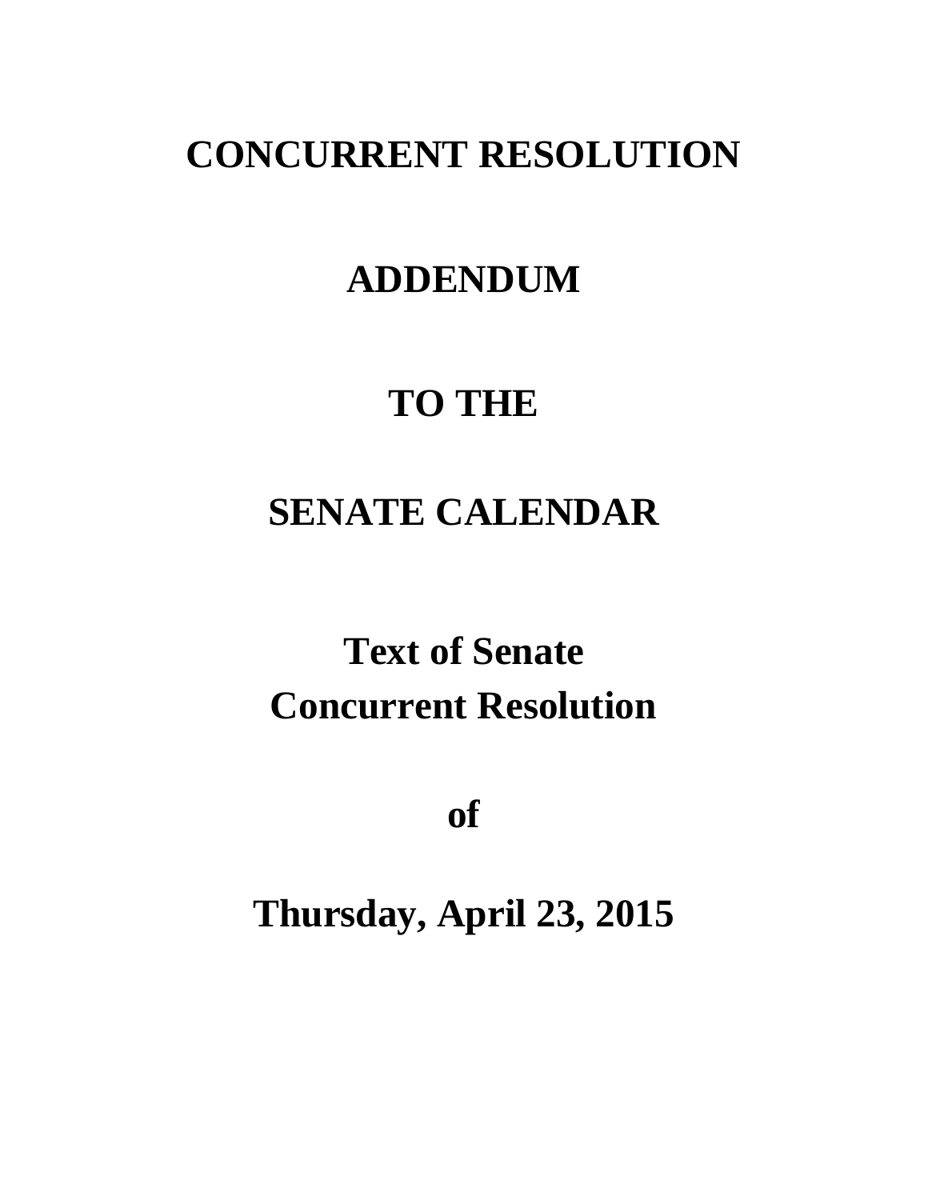# CONCURRENT RESOLUTION

# ADDENDUM

# TO THE

# SENATE CALENDAR

## Text of Senate Concurrent Resolution

## of

## Thursday, April 23, 2015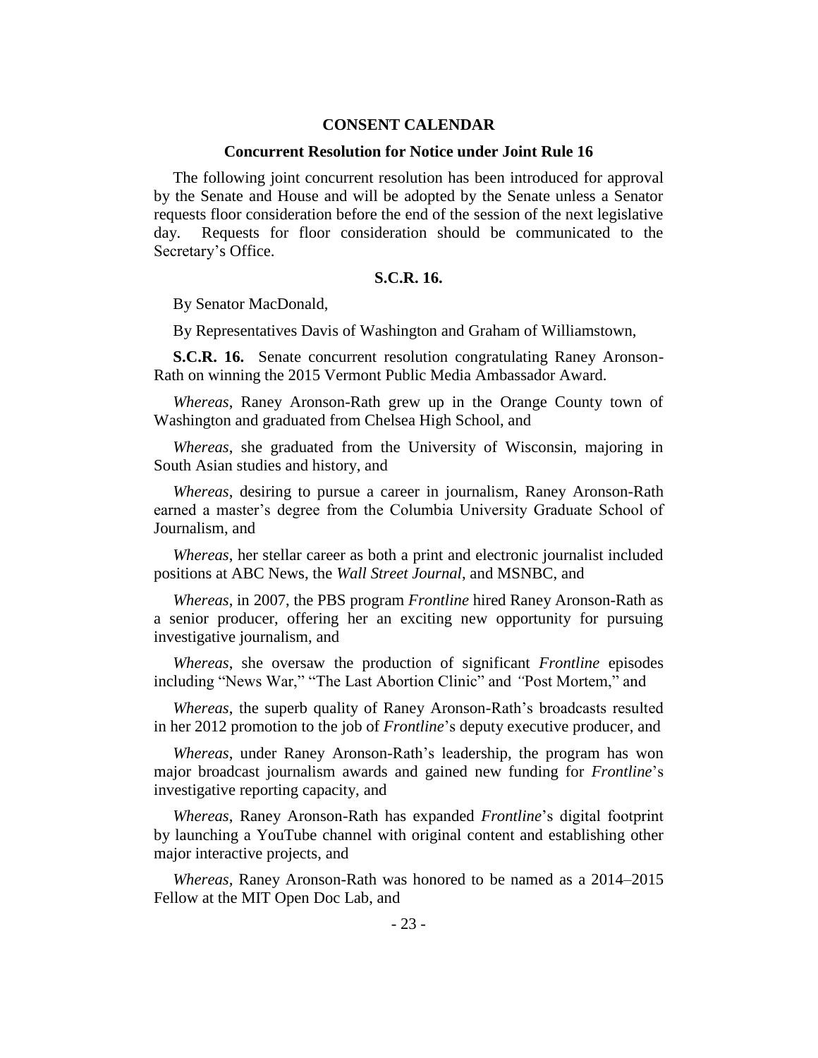## CONSENT CALENDAR

### Concurrent Resolution for Notice under Joint Rule 16

The following joint concurrent resolution has been introduced for approval by the Senate and House and will be adopted by the Senate unless a Senator requests floor consideration before the end of the session of the next legislative day. Requests for floor consideration should be communicated to the Secretary's Office.

### S.C.R. 16.

By Senator MacDonald,

By Representatives Davis of Washington and Graham of Williamstown,

**S.C.R. 16.** Senate concurrent resolution congratulating Raney Aronson-Rath on winning the 2015 Vermont Public Media Ambassador Award.

*Whereas*, Raney Aronson-Rath grew up in the Orange County town of Washington and graduated from Chelsea High School, and

*Whereas*, she graduated from the University of Wisconsin, majoring in South Asian studies and history, and

*Whereas*, desiring to pursue a career in journalism, Raney Aronson-Rath earned a master's degree from the Columbia University Graduate School of Journalism, and

*Whereas*, her stellar career as both a print and electronic journalist included positions at ABC News, the *Wall Street Journal*, and MSNBC, and

*Whereas*, in 2007, the PBS program *Frontline* hired Raney Aronson-Rath as a senior producer, offering her an exciting new opportunity for pursuing investigative journalism, and

*Whereas*, she oversaw the production of significant *Frontline* episodes including "News War," "The Last Abortion Clinic" and "Post Mortem," and

*Whereas*, the superb quality of Raney Aronson-Rath's broadcasts resulted in her 2012 promotion to the job of *Frontline*'s deputy executive producer, and

*Whereas*, under Raney Aronson-Rath's leadership, the program has won major broadcast journalism awards and gained new funding for *Frontline*'s investigative reporting capacity, and

*Whereas*, Raney Aronson-Rath has expanded *Frontline*'s digital footprint by launching a YouTube channel with original content and establishing other major interactive projects, and

*Whereas*, Raney Aronson-Rath was honored to be named as a 2014–2015 Fellow at the MIT Open Doc Lab, and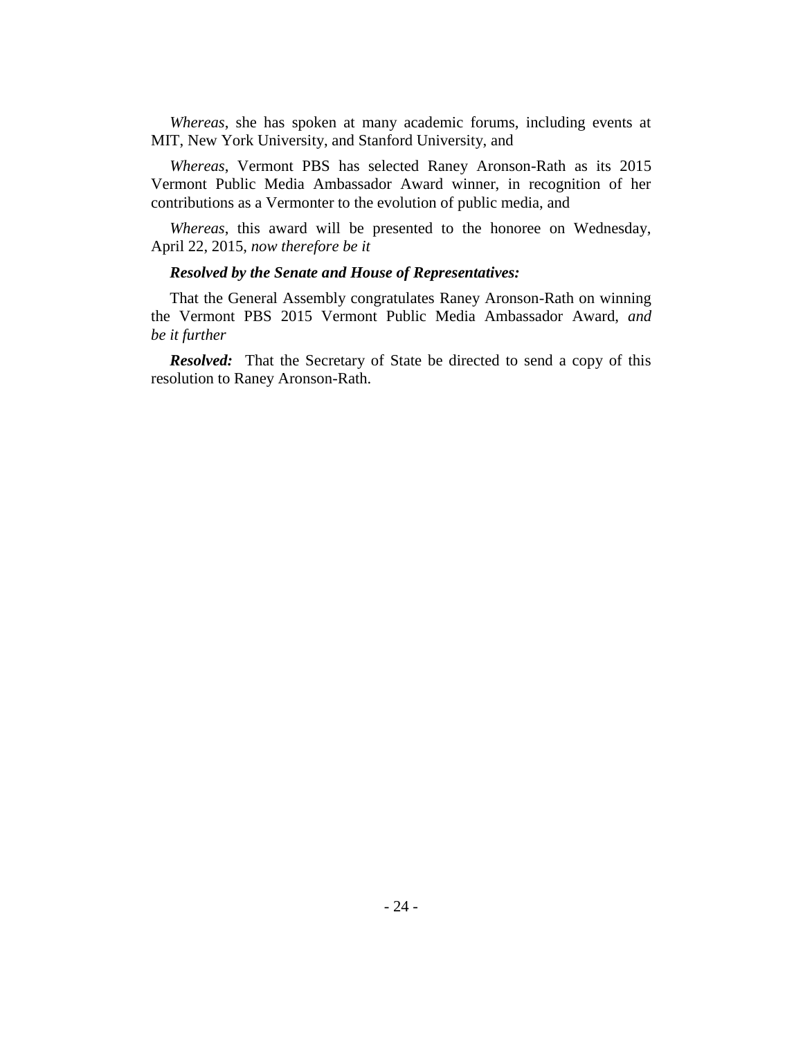*Whereas*, she has spoken at many academic forums, including events at MIT, New York University, and Stanford University, and

*Whereas*, Vermont PBS has selected Raney Aronson-Rath as its 2015 Vermont Public Media Ambassador Award winner, in recognition of her contributions as a Vermonter to the evolution of public media, and

*Whereas*, this award will be presented to the honoree on Wednesday, April 22, 2015, *now therefore be it*

***Resolved by the Senate and House of Representatives:***

That the General Assembly congratulates Raney Aronson-Rath on winning the Vermont PBS 2015 Vermont Public Media Ambassador Award, *and be it further*

***Resolved:*** That the Secretary of State be directed to send a copy of this resolution to Raney Aronson-Rath.